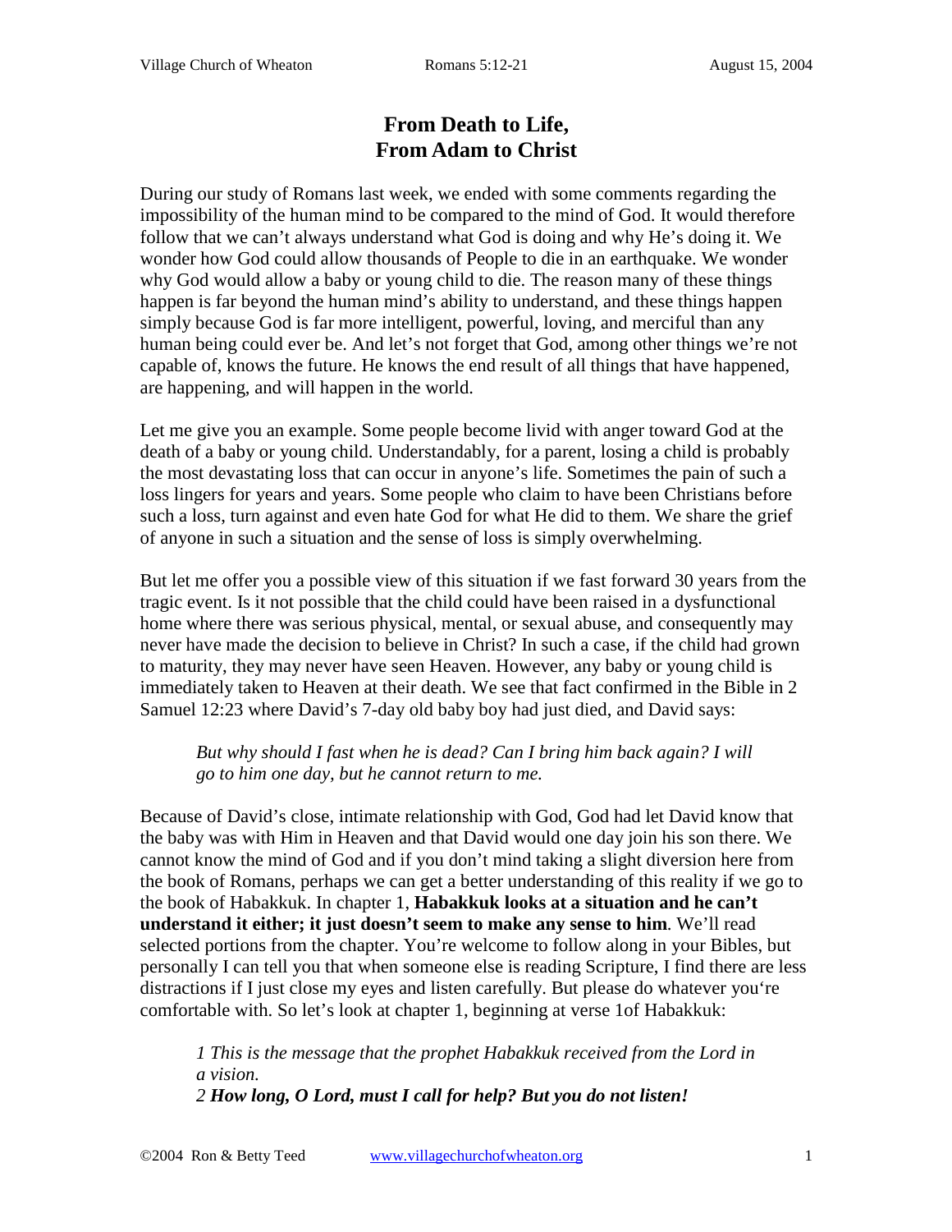# From Death to Life,
# From Adam to Christ

During our study of Romans last week, we ended with some comments regarding the impossibility of the human mind to be compared to the mind of God. It would therefore follow that we can't always understand what God is doing and why He's doing it. We wonder how God could allow thousands of People to die in an earthquake. We wonder why God would allow a baby or young child to die. The reason many of these things happen is far beyond the human mind's ability to understand, and these things happen simply because God is far more intelligent, powerful, loving, and merciful than any human being could ever be. And let's not forget that God, among other things we're not capable of, knows the future. He knows the end result of all things that have happened, are happening, and will happen in the world.

Let me give you an example. Some people become livid with anger toward God at the death of a baby or young child. Understandably, for a parent, losing a child is probably the most devastating loss that can occur in anyone's life. Sometimes the pain of such a loss lingers for years and years. Some people who claim to have been Christians before such a loss, turn against and even hate God for what He did to them. We share the grief of anyone in such a situation and the sense of loss is simply overwhelming.

But let me offer you a possible view of this situation if we fast forward 30 years from the tragic event. Is it not possible that the child could have been raised in a dysfunctional home where there was serious physical, mental, or sexual abuse, and consequently may never have made the decision to believe in Christ? In such a case, if the child had grown to maturity, they may never have seen Heaven. However, any baby or young child is immediately taken to Heaven at their death. We see that fact confirmed in the Bible in 2 Samuel 12:23 where David's 7-day old baby boy had just died, and David says:

> *But why should I fast when he is dead? Can I bring him back again? I will go to him one day, but he cannot return to me.*

Because of David's close, intimate relationship with God, God had let David know that the baby was with Him in Heaven and that David would one day join his son there. We cannot know the mind of God and if you don't mind taking a slight diversion here from the book of Romans, perhaps we can get a better understanding of this reality if we go to the book of Habakkuk. In chapter 1, **Habakkuk looks at a situation and he can't understand it either; it just doesn't seem to make any sense to him**. We'll read selected portions from the chapter. You're welcome to follow along in your Bibles, but personally I can tell you that when someone else is reading Scripture, I find there are less distractions if I just close my eyes and listen carefully. But please do whatever you're comfortable with. So let's look at chapter 1, beginning at verse 1of Habakkuk:

> *1 This is the message that the prophet Habakkuk received from the Lord in a vision.*
> *2* ***How long, O Lord, must I call for help? But you do not listen!***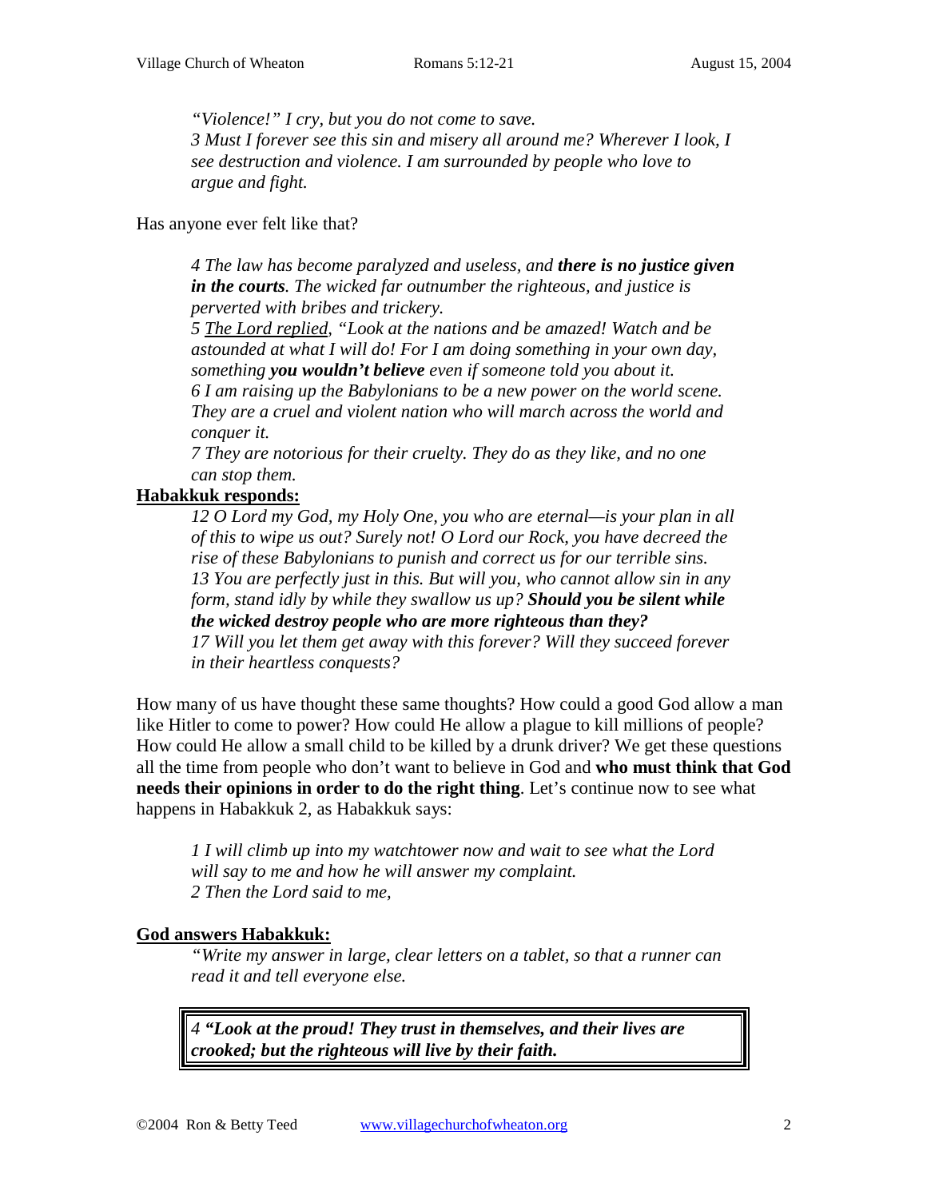*"Violence!" I cry, but you do not come to save.*
*3 Must I forever see this sin and misery all around me? Wherever I look, I see destruction and violence. I am surrounded by people who love to argue and fight.*

Has anyone ever felt like that?

*4 The law has become paralyzed and useless, and **there is no justice given in the courts**. The wicked far outnumber the righteous, and justice is perverted with bribes and trickery.*
*5 <u>The Lord replied</u>, "Look at the nations and be amazed! Watch and be astounded at what I will do! For I am doing something in your own day, something **you wouldn't believe** even if someone told you about it.*
*6 I am raising up the Babylonians to be a new power on the world scene. They are a cruel and violent nation who will march across the world and conquer it.*
*7 They are notorious for their cruelty. They do as they like, and no one can stop them.*

**<u>Habakkuk responds:</u>**

*12 O Lord my God, my Holy One, you who are eternal—is your plan in all of this to wipe us out? Surely not! O Lord our Rock, you have decreed the rise of these Babylonians to punish and correct us for our terrible sins.*
*13 You are perfectly just in this. But will you, who cannot allow sin in any form, stand idly by while they swallow us up? **Should you be silent while the wicked destroy people who are more righteous than they?***
*17 Will you let them get away with this forever? Will they succeed forever in their heartless conquests?*

How many of us have thought these same thoughts? How could a good God allow a man like Hitler to come to power? How could He allow a plague to kill millions of people? How could He allow a small child to be killed by a drunk driver? We get these questions all the time from people who don't want to believe in God and **who must think that God needs their opinions in order to do the right thing**. Let's continue now to see what happens in Habakkuk 2, as Habakkuk says:

*1 I will climb up into my watchtower now and wait to see what the Lord will say to me and how he will answer my complaint.*
*2 Then the Lord said to me,*

**<u>God answers Habakkuk:</u>**

*"Write my answer in large, clear letters on a tablet, so that a runner can read it and tell everyone else.*

> *4 **"Look at the proud! They trust in themselves, and their lives are crooked; but the righteous will live by their faith.***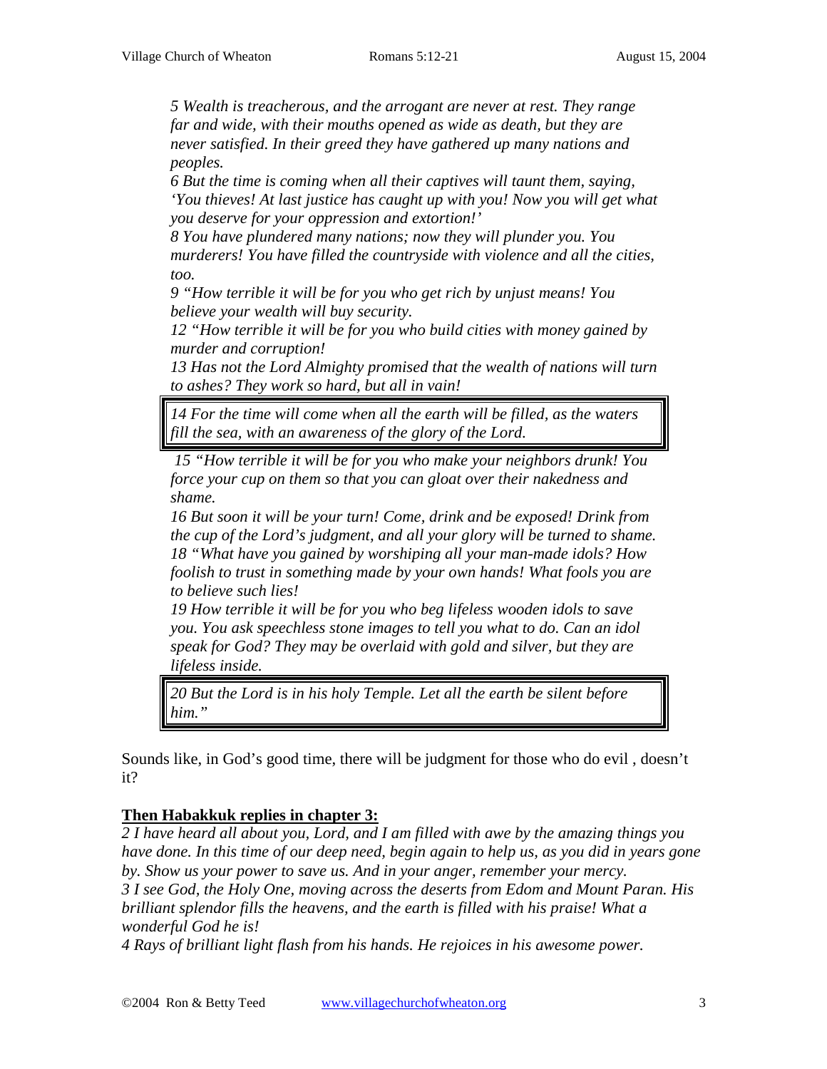*5 Wealth is treacherous, and the arrogant are never at rest. They range far and wide, with their mouths opened as wide as death, but they are never satisfied. In their greed they have gathered up many nations and peoples.*
*6 But the time is coming when all their captives will taunt them, saying, 'You thieves! At last justice has caught up with you! Now you will get what you deserve for your oppression and extortion!'*
*8 You have plundered many nations; now they will plunder you. You murderers! You have filled the countryside with violence and all the cities, too.*
*9 "How terrible it will be for you who get rich by unjust means! You believe your wealth will buy security.*
*12 "How terrible it will be for you who build cities with money gained by murder and corruption!*
*13 Has not the Lord Almighty promised that the wealth of nations will turn to ashes? They work so hard, but all in vain!*

> *14 For the time will come when all the earth will be filled, as the waters fill the sea, with an awareness of the glory of the Lord.*

*15 "How terrible it will be for you who make your neighbors drunk! You force your cup on them so that you can gloat over their nakedness and shame.*
*16 But soon it will be your turn! Come, drink and be exposed! Drink from the cup of the Lord's judgment, and all your glory will be turned to shame.*
*18 "What have you gained by worshiping all your man-made idols? How foolish to trust in something made by your own hands! What fools you are to believe such lies!*
*19 How terrible it will be for you who beg lifeless wooden idols to save you. You ask speechless stone images to tell you what to do. Can an idol speak for God? They may be overlaid with gold and silver, but they are lifeless inside.*

> *20 But the Lord is in his holy Temple. Let all the earth be silent before him."*

Sounds like, in God's good time, there will be judgment for those who do evil , doesn't it?

**Then Habakkuk replies in chapter 3:**

*2 I have heard all about you, Lord, and I am filled with awe by the amazing things you have done. In this time of our deep need, begin again to help us, as you did in years gone by. Show us your power to save us. And in your anger, remember your mercy.*
*3 I see God, the Holy One, moving across the deserts from Edom and Mount Paran. His brilliant splendor fills the heavens, and the earth is filled with his praise! What a wonderful God he is!*
*4 Rays of brilliant light flash from his hands. He rejoices in his awesome power.*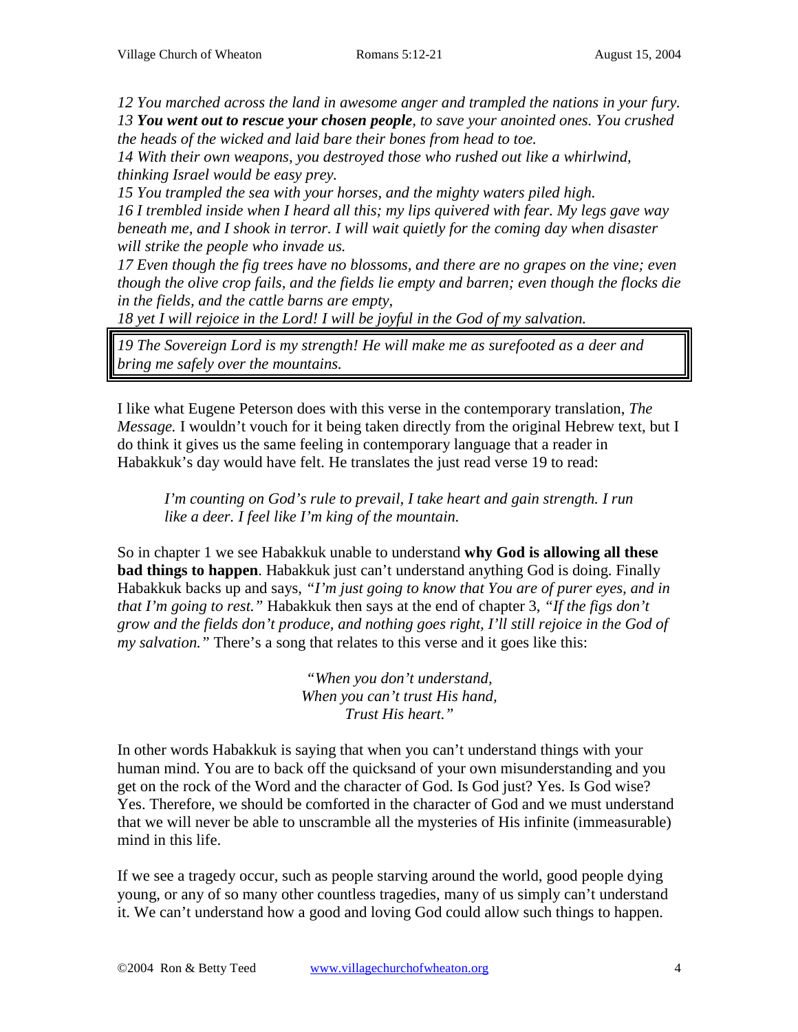*12 You marched across the land in awesome anger and trampled the nations in your fury.*
*13 **You went out to rescue your chosen people**, to save your anointed ones. You crushed the heads of the wicked and laid bare their bones from head to toe.*
*14 With their own weapons, you destroyed those who rushed out like a whirlwind, thinking Israel would be easy prey.*
*15 You trampled the sea with your horses, and the mighty waters piled high.*
*16 I trembled inside when I heard all this; my lips quivered with fear. My legs gave way beneath me, and I shook in terror. I will wait quietly for the coming day when disaster will strike the people who invade us.*
*17 Even though the fig trees have no blossoms, and there are no grapes on the vine; even though the olive crop fails, and the fields lie empty and barren; even though the flocks die in the fields, and the cattle barns are empty,*
*18 yet I will rejoice in the Lord! I will be joyful in the God of my salvation.*

> *19 The Sovereign Lord is my strength! He will make me as surefooted as a deer and bring me safely over the mountains.*

I like what Eugene Peterson does with this verse in the contemporary translation, *The Message.* I wouldn't vouch for it being taken directly from the original Hebrew text, but I do think it gives us the same feeling in contemporary language that a reader in Habakkuk's day would have felt. He translates the just read verse 19 to read:

> *I'm counting on God's rule to prevail, I take heart and gain strength. I run like a deer. I feel like I'm king of the mountain.*

So in chapter 1 we see Habakkuk unable to understand **why God is allowing all these bad things to happen**. Habakkuk just can't understand anything God is doing. Finally Habakkuk backs up and says, *"I'm just going to know that You are of purer eyes, and in that I'm going to rest."* Habakkuk then says at the end of chapter 3, *"If the figs don't grow and the fields don't produce, and nothing goes right, I'll still rejoice in the God of my salvation."* There's a song that relates to this verse and it goes like this:

*"When you don't understand,*
*When you can't trust His hand,*
*Trust His heart."*

In other words Habakkuk is saying that when you can't understand things with your human mind. You are to back off the quicksand of your own misunderstanding and you get on the rock of the Word and the character of God. Is God just? Yes. Is God wise? Yes. Therefore, we should be comforted in the character of God and we must understand that we will never be able to unscramble all the mysteries of His infinite (immeasurable) mind in this life.

If we see a tragedy occur, such as people starving around the world, good people dying young, or any of so many other countless tragedies, many of us simply can't understand it. We can't understand how a good and loving God could allow such things to happen.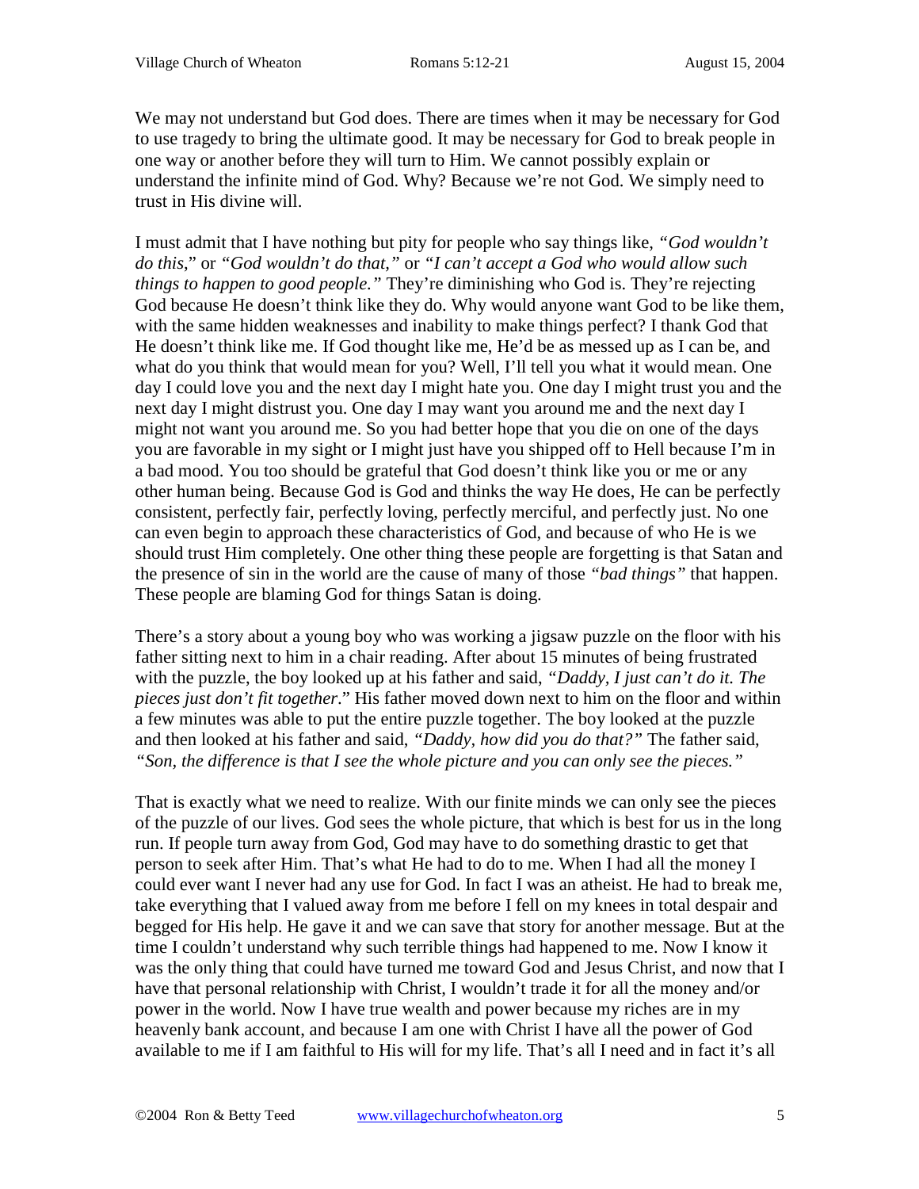We may not understand but God does. There are times when it may be necessary for God to use tragedy to bring the ultimate good. It may be necessary for God to break people in one way or another before they will turn to Him. We cannot possibly explain or understand the infinite mind of God. Why? Because we're not God. We simply need to trust in His divine will.

I must admit that I have nothing but pity for people who say things like, *"God wouldn't do this*," or *"God wouldn't do that,"* or *"I can't accept a God who would allow such things to happen to good people."* They're diminishing who God is. They're rejecting God because He doesn't think like they do. Why would anyone want God to be like them, with the same hidden weaknesses and inability to make things perfect? I thank God that He doesn't think like me. If God thought like me, He'd be as messed up as I can be, and what do you think that would mean for you? Well, I'll tell you what it would mean. One day I could love you and the next day I might hate you. One day I might trust you and the next day I might distrust you. One day I may want you around me and the next day I might not want you around me. So you had better hope that you die on one of the days you are favorable in my sight or I might just have you shipped off to Hell because I'm in a bad mood. You too should be grateful that God doesn't think like you or me or any other human being. Because God is God and thinks the way He does, He can be perfectly consistent, perfectly fair, perfectly loving, perfectly merciful, and perfectly just. No one can even begin to approach these characteristics of God, and because of who He is we should trust Him completely. One other thing these people are forgetting is that Satan and the presence of sin in the world are the cause of many of those *"bad things"* that happen. These people are blaming God for things Satan is doing.

There's a story about a young boy who was working a jigsaw puzzle on the floor with his father sitting next to him in a chair reading. After about 15 minutes of being frustrated with the puzzle, the boy looked up at his father and said, *"Daddy, I just can't do it. The pieces just don't fit together*." His father moved down next to him on the floor and within a few minutes was able to put the entire puzzle together. The boy looked at the puzzle and then looked at his father and said, *"Daddy, how did you do that?"* The father said, *"Son, the difference is that I see the whole picture and you can only see the pieces."*

That is exactly what we need to realize. With our finite minds we can only see the pieces of the puzzle of our lives. God sees the whole picture, that which is best for us in the long run. If people turn away from God, God may have to do something drastic to get that person to seek after Him. That's what He had to do to me. When I had all the money I could ever want I never had any use for God. In fact I was an atheist. He had to break me, take everything that I valued away from me before I fell on my knees in total despair and begged for His help. He gave it and we can save that story for another message. But at the time I couldn't understand why such terrible things had happened to me. Now I know it was the only thing that could have turned me toward God and Jesus Christ, and now that I have that personal relationship with Christ, I wouldn't trade it for all the money and/or power in the world. Now I have true wealth and power because my riches are in my heavenly bank account, and because I am one with Christ I have all the power of God available to me if I am faithful to His will for my life. That's all I need and in fact it's all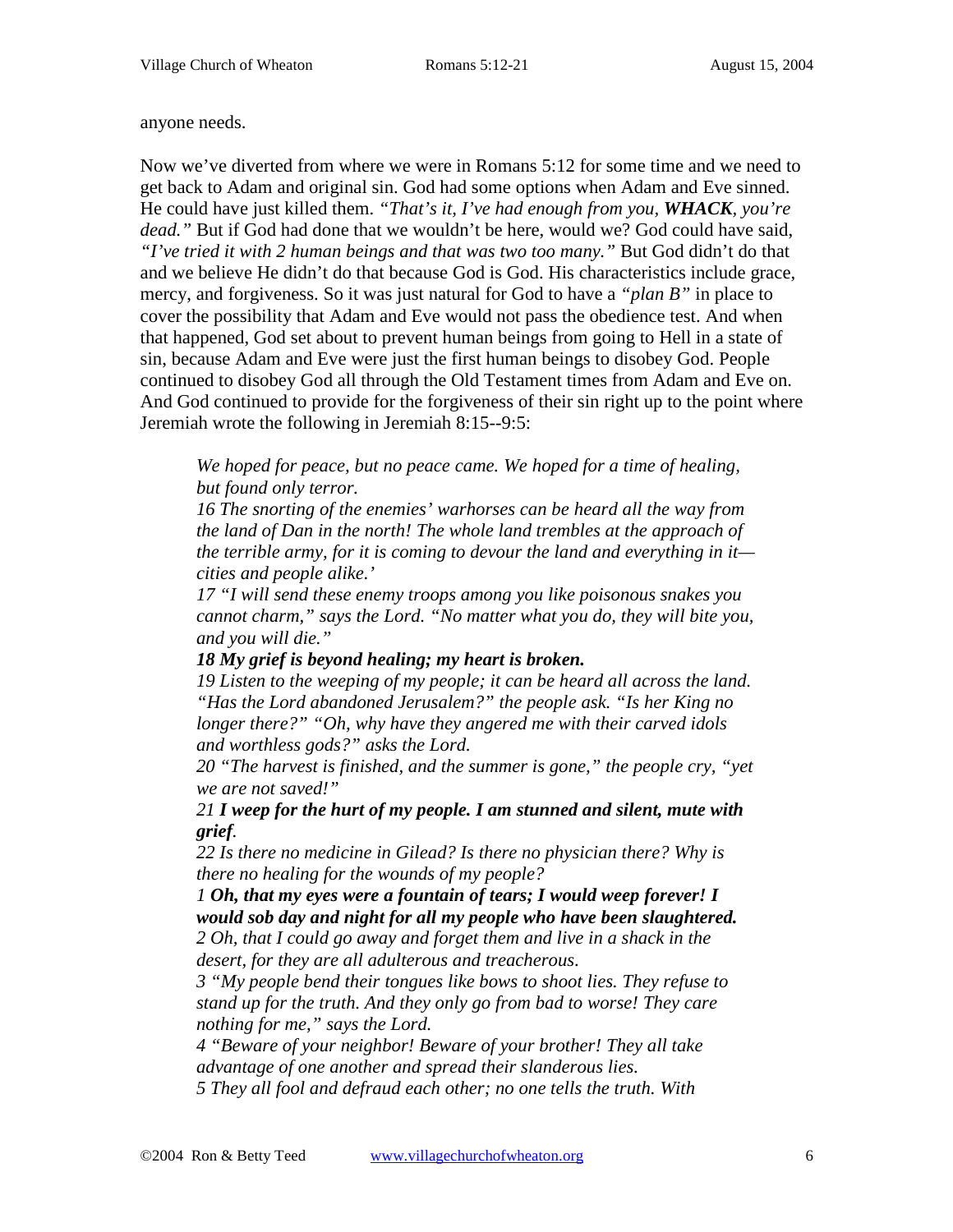anyone needs.

Now we've diverted from where we were in Romans 5:12 for some time and we need to get back to Adam and original sin. God had some options when Adam and Eve sinned. He could have just killed them. *"That's it, I've had enough from you, **WHACK**, you're dead."* But if God had done that we wouldn't be here, would we? God could have said, *"I've tried it with 2 human beings and that was two too many."* But God didn't do that and we believe He didn't do that because God is God. His characteristics include grace, mercy, and forgiveness. So it was just natural for God to have a *"plan B"* in place to cover the possibility that Adam and Eve would not pass the obedience test. And when that happened, God set about to prevent human beings from going to Hell in a state of sin, because Adam and Eve were just the first human beings to disobey God. People continued to disobey God all through the Old Testament times from Adam and Eve on. And God continued to provide for the forgiveness of their sin right up to the point where Jeremiah wrote the following in Jeremiah 8:15--9:5:

> *We hoped for peace, but no peace came. We hoped for a time of healing, but found only terror.*
> *16 The snorting of the enemies' warhorses can be heard all the way from the land of Dan in the north! The whole land trembles at the approach of the terrible army, for it is coming to devour the land and everything in it—cities and people alike.'*
> *17 "I will send these enemy troops among you like poisonous snakes you cannot charm," says the Lord. "No matter what you do, they will bite you, and you will die."*
> ***18 My grief is beyond healing; my heart is broken.***
> *19 Listen to the weeping of my people; it can be heard all across the land. "Has the Lord abandoned Jerusalem?" the people ask. "Is her King no longer there?" "Oh, why have they angered me with their carved idols and worthless gods?" asks the Lord.*
> *20 "The harvest is finished, and the summer is gone," the people cry, "yet we are not saved!"*
> *21 **I weep for the hurt of my people. I am stunned and silent, mute with grief**.*
> *22 Is there no medicine in Gilead? Is there no physician there? Why is there no healing for the wounds of my people?*
> *1 **Oh, that my eyes were a fountain of tears; I would weep forever! I would sob day and night for all my people who have been slaughtered.***
> *2 Oh, that I could go away and forget them and live in a shack in the desert, for they are all adulterous and treacherous.*
> *3 "My people bend their tongues like bows to shoot lies. They refuse to stand up for the truth. And they only go from bad to worse! They care nothing for me," says the Lord.*
> *4 "Beware of your neighbor! Beware of your brother! They all take advantage of one another and spread their slanderous lies.*
> *5 They all fool and defraud each other; no one tells the truth. With*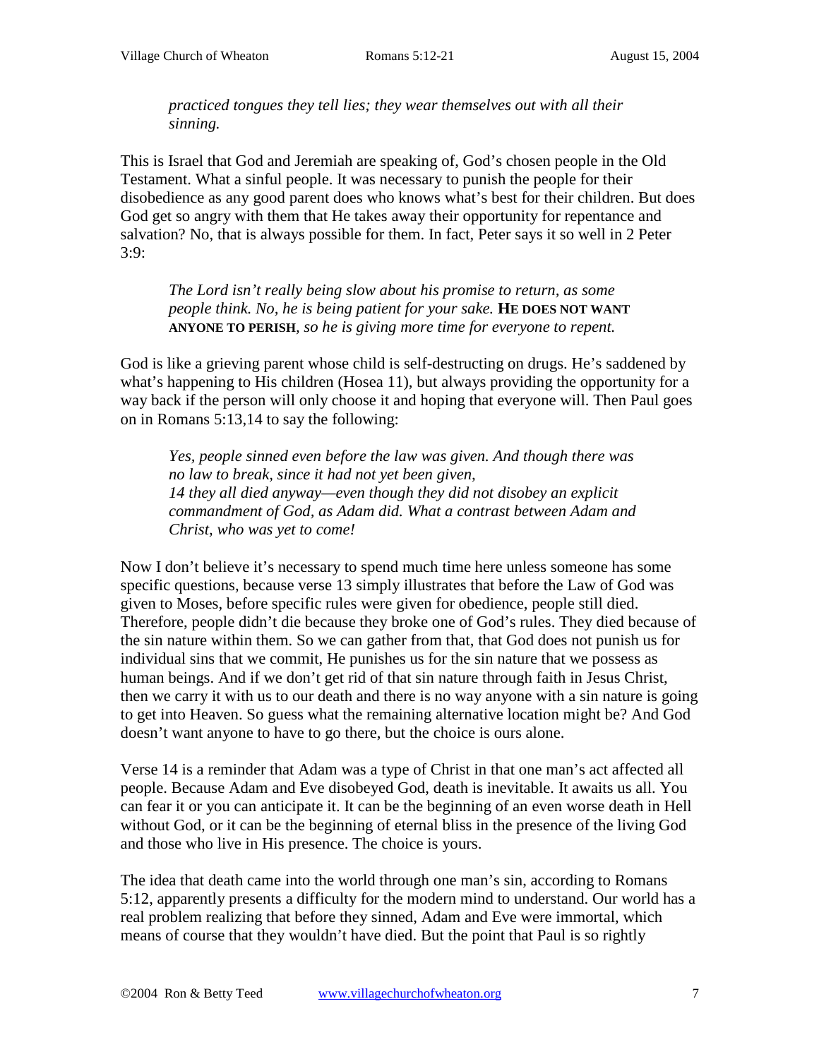*practiced tongues they tell lies; they wear themselves out with all their sinning.*

This is Israel that God and Jeremiah are speaking of, God's chosen people in the Old Testament. What a sinful people. It was necessary to punish the people for their disobedience as any good parent does who knows what's best for their children. But does God get so angry with them that He takes away their opportunity for repentance and salvation? No, that is always possible for them. In fact, Peter says it so well in 2 Peter 3:9:

> *The Lord isn't really being slow about his promise to return, as some people think. No, he is being patient for your sake.* **HE DOES NOT WANT ANYONE TO PERISH**, *so he is giving more time for everyone to repent.*

God is like a grieving parent whose child is self-destructing on drugs. He's saddened by what's happening to His children (Hosea 11), but always providing the opportunity for a way back if the person will only choose it and hoping that everyone will. Then Paul goes on in Romans 5:13,14 to say the following:

> *Yes, people sinned even before the law was given. And though there was no law to break, since it had not yet been given,*
> *14 they all died anyway—even though they did not disobey an explicit commandment of God, as Adam did. What a contrast between Adam and Christ, who was yet to come!*

Now I don't believe it's necessary to spend much time here unless someone has some specific questions, because verse 13 simply illustrates that before the Law of God was given to Moses, before specific rules were given for obedience, people still died. Therefore, people didn't die because they broke one of God's rules. They died because of the sin nature within them. So we can gather from that, that God does not punish us for individual sins that we commit, He punishes us for the sin nature that we possess as human beings. And if we don't get rid of that sin nature through faith in Jesus Christ, then we carry it with us to our death and there is no way anyone with a sin nature is going to get into Heaven. So guess what the remaining alternative location might be? And God doesn't want anyone to have to go there, but the choice is ours alone.

Verse 14 is a reminder that Adam was a type of Christ in that one man's act affected all people. Because Adam and Eve disobeyed God, death is inevitable. It awaits us all. You can fear it or you can anticipate it. It can be the beginning of an even worse death in Hell without God, or it can be the beginning of eternal bliss in the presence of the living God and those who live in His presence. The choice is yours.

The idea that death came into the world through one man's sin, according to Romans 5:12, apparently presents a difficulty for the modern mind to understand. Our world has a real problem realizing that before they sinned, Adam and Eve were immortal, which means of course that they wouldn't have died. But the point that Paul is so rightly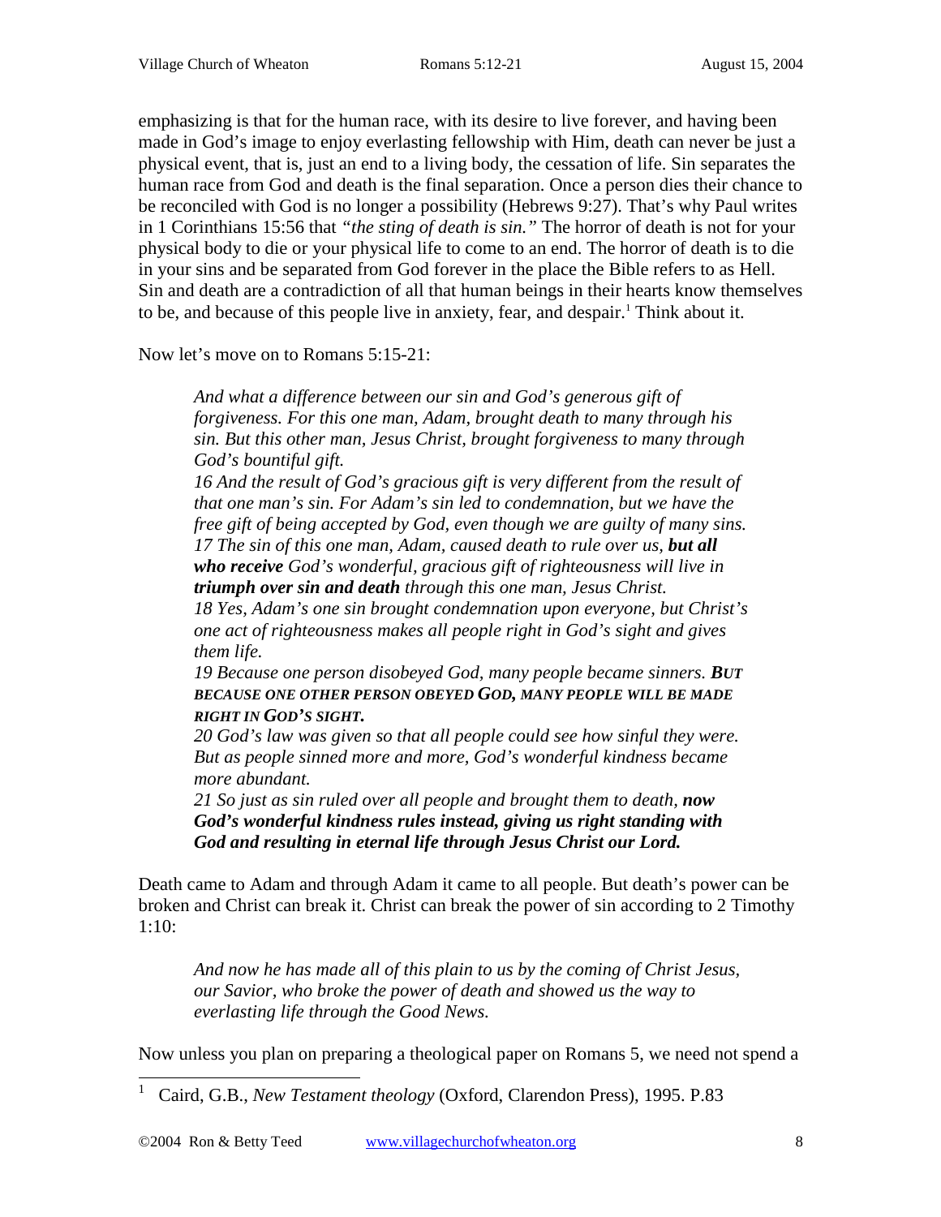emphasizing is that for the human race, with its desire to live forever, and having been made in God's image to enjoy everlasting fellowship with Him, death can never be just a physical event, that is, just an end to a living body, the cessation of life. Sin separates the human race from God and death is the final separation. Once a person dies their chance to be reconciled with God is no longer a possibility (Hebrews 9:27). That's why Paul writes in 1 Corinthians 15:56 that *"the sting of death is sin."* The horror of death is not for your physical body to die or your physical life to come to an end. The horror of death is to die in your sins and be separated from God forever in the place the Bible refers to as Hell. Sin and death are a contradiction of all that human beings in their hearts know themselves to be, and because of this people live in anxiety, fear, and despair.[1] Think about it.

Now let's move on to Romans 5:15-21:

> *And what a difference between our sin and God's generous gift of forgiveness. For this one man, Adam, brought death to many through his sin. But this other man, Jesus Christ, brought forgiveness to many through God's bountiful gift.*
> *16 And the result of God's gracious gift is very different from the result of that one man's sin. For Adam's sin led to condemnation, but we have the free gift of being accepted by God, even though we are guilty of many sins.*
> *17 The sin of this one man, Adam, caused death to rule over us,* ***but all who receive*** *God's wonderful, gracious gift of righteousness will live in* ***triumph over sin and death*** *through this one man, Jesus Christ.*
> *18 Yes, Adam's one sin brought condemnation upon everyone, but Christ's one act of righteousness makes all people right in God's sight and gives them life.*
> *19 Because one person disobeyed God, many people became sinners.* ***BUT BECAUSE ONE OTHER PERSON OBEYED GOD, MANY PEOPLE WILL BE MADE RIGHT IN GOD'S SIGHT.***
> *20 God's law was given so that all people could see how sinful they were. But as people sinned more and more, God's wonderful kindness became more abundant.*
> *21 So just as sin ruled over all people and brought them to death,* ***now God's wonderful kindness rules instead, giving us right standing with God and resulting in eternal life through Jesus Christ our Lord.***

Death came to Adam and through Adam it came to all people. But death's power can be broken and Christ can break it. Christ can break the power of sin according to 2 Timothy 1:10:

> *And now he has made all of this plain to us by the coming of Christ Jesus, our Savior, who broke the power of death and showed us the way to everlasting life through the Good News.*

Now unless you plan on preparing a theological paper on Romans 5, we need not spend a

---

[1] Caird, G.B., *New Testament theology* (Oxford, Clarendon Press), 1995. P.83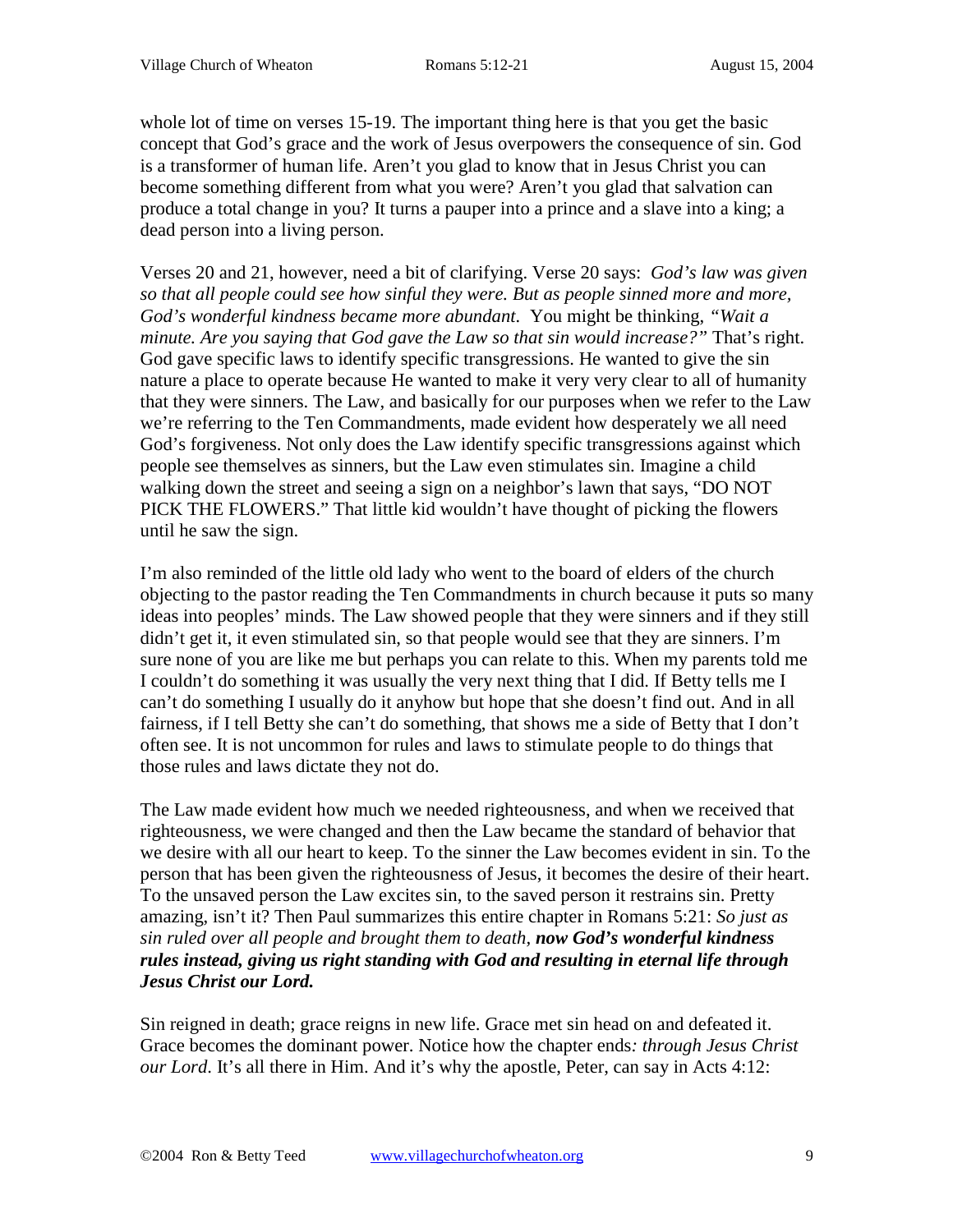whole lot of time on verses 15-19. The important thing here is that you get the basic concept that God's grace and the work of Jesus overpowers the consequence of sin. God is a transformer of human life. Aren't you glad to know that in Jesus Christ you can become something different from what you were? Aren't you glad that salvation can produce a total change in you? It turns a pauper into a prince and a slave into a king; a dead person into a living person.

Verses 20 and 21, however, need a bit of clarifying. Verse 20 says: *God's law was given so that all people could see how sinful they were. But as people sinned more and more, God's wonderful kindness became more abundant.* You might be thinking, *"Wait a minute. Are you saying that God gave the Law so that sin would increase?"* That's right. God gave specific laws to identify specific transgressions. He wanted to give the sin nature a place to operate because He wanted to make it very very clear to all of humanity that they were sinners. The Law, and basically for our purposes when we refer to the Law we're referring to the Ten Commandments, made evident how desperately we all need God's forgiveness. Not only does the Law identify specific transgressions against which people see themselves as sinners, but the Law even stimulates sin. Imagine a child walking down the street and seeing a sign on a neighbor's lawn that says, "DO NOT PICK THE FLOWERS." That little kid wouldn't have thought of picking the flowers until he saw the sign.

I'm also reminded of the little old lady who went to the board of elders of the church objecting to the pastor reading the Ten Commandments in church because it puts so many ideas into peoples' minds. The Law showed people that they were sinners and if they still didn't get it, it even stimulated sin, so that people would see that they are sinners. I'm sure none of you are like me but perhaps you can relate to this. When my parents told me I couldn't do something it was usually the very next thing that I did. If Betty tells me I can't do something I usually do it anyhow but hope that she doesn't find out. And in all fairness, if I tell Betty she can't do something, that shows me a side of Betty that I don't often see. It is not uncommon for rules and laws to stimulate people to do things that those rules and laws dictate they not do.

The Law made evident how much we needed righteousness, and when we received that righteousness, we were changed and then the Law became the standard of behavior that we desire with all our heart to keep. To the sinner the Law becomes evident in sin. To the person that has been given the righteousness of Jesus, it becomes the desire of their heart. To the unsaved person the Law excites sin, to the saved person it restrains sin. Pretty amazing, isn't it? Then Paul summarizes this entire chapter in Romans 5:21: *So just as sin ruled over all people and brought them to death, **now God's wonderful kindness rules instead, giving us right standing with God and resulting in eternal life through Jesus Christ our Lord.***

Sin reigned in death; grace reigns in new life. Grace met sin head on and defeated it. Grace becomes the dominant power. Notice how the chapter ends*: through Jesus Christ our Lord*. It's all there in Him. And it's why the apostle, Peter, can say in Acts 4:12: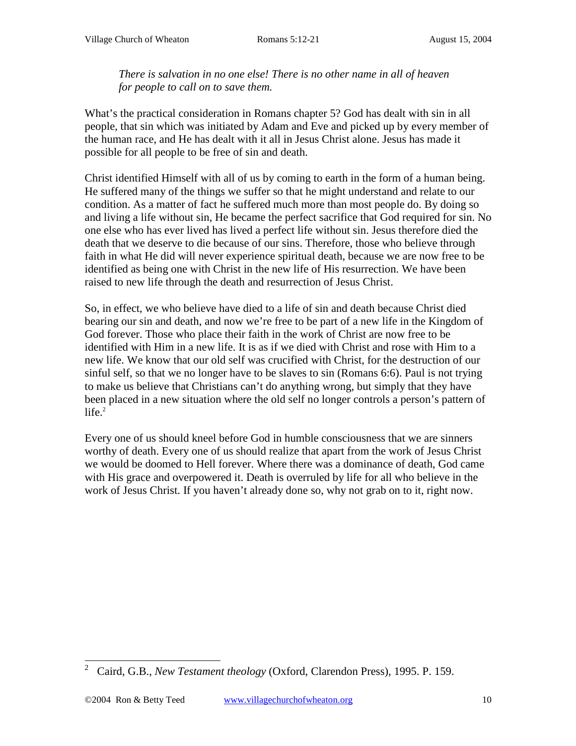*There is salvation in no one else! There is no other name in all of heaven for people to call on to save them.*

What's the practical consideration in Romans chapter 5? God has dealt with sin in all people, that sin which was initiated by Adam and Eve and picked up by every member of the human race, and He has dealt with it all in Jesus Christ alone. Jesus has made it possible for all people to be free of sin and death.

Christ identified Himself with all of us by coming to earth in the form of a human being. He suffered many of the things we suffer so that he might understand and relate to our condition. As a matter of fact he suffered much more than most people do. By doing so and living a life without sin, He became the perfect sacrifice that God required for sin. No one else who has ever lived has lived a perfect life without sin. Jesus therefore died the death that we deserve to die because of our sins. Therefore, those who believe through faith in what He did will never experience spiritual death, because we are now free to be identified as being one with Christ in the new life of His resurrection. We have been raised to new life through the death and resurrection of Jesus Christ.

So, in effect, we who believe have died to a life of sin and death because Christ died bearing our sin and death, and now we're free to be part of a new life in the Kingdom of God forever. Those who place their faith in the work of Christ are now free to be identified with Him in a new life. It is as if we died with Christ and rose with Him to a new life. We know that our old self was crucified with Christ, for the destruction of our sinful self, so that we no longer have to be slaves to sin (Romans 6:6). Paul is not trying to make us believe that Christians can't do anything wrong, but simply that they have been placed in a new situation where the old self no longer controls a person's pattern of life.[2]

Every one of us should kneel before God in humble consciousness that we are sinners worthy of death. Every one of us should realize that apart from the work of Jesus Christ we would be doomed to Hell forever. Where there was a dominance of death, God came with His grace and overpowered it. Death is overruled by life for all who believe in the work of Jesus Christ. If you haven't already done so, why not grab on to it, right now.

---

[2] Caird, G.B., *New Testament theology* (Oxford, Clarendon Press), 1995. P. 159.